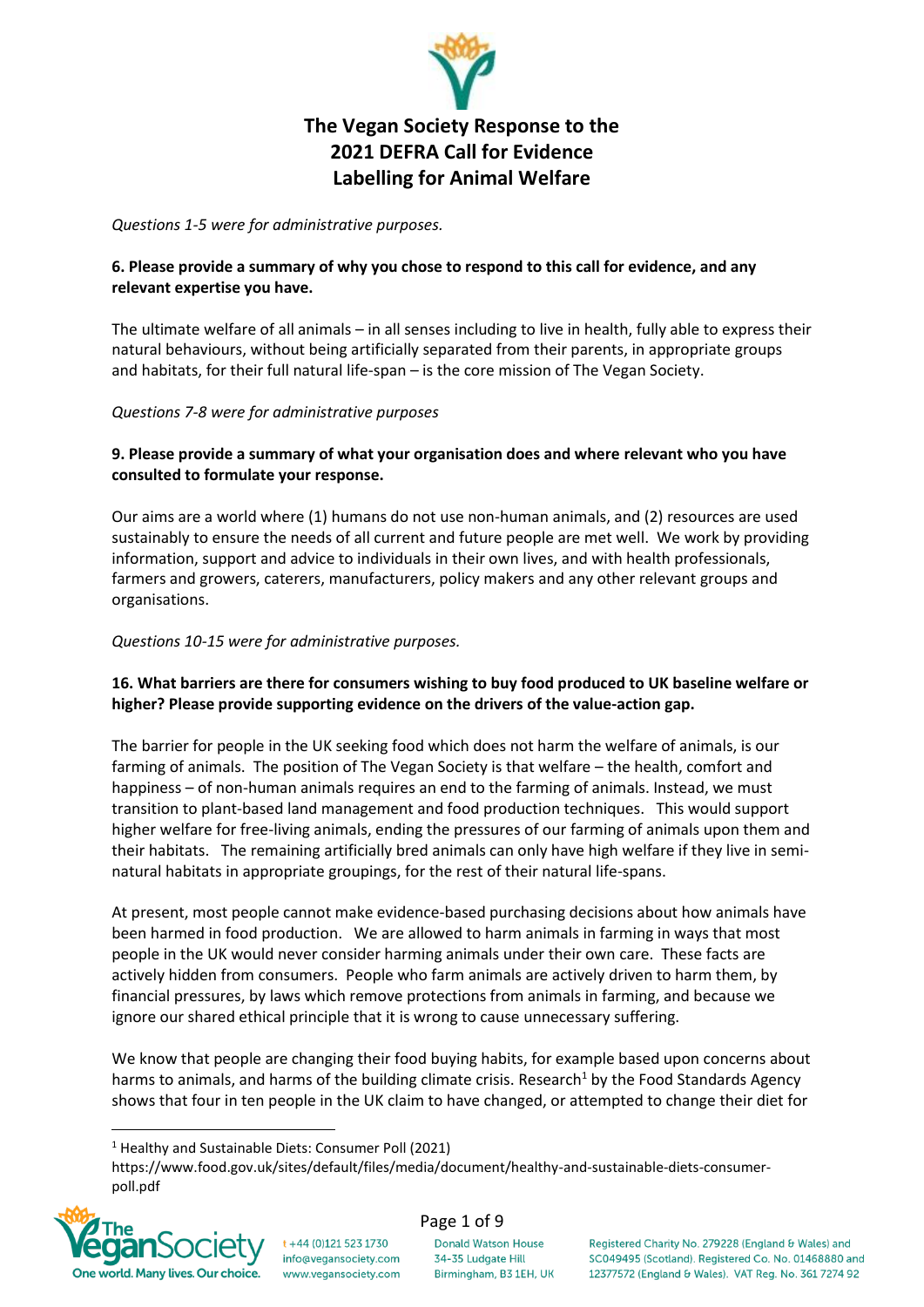# The Vegan Society Response to the 2021 DEFRA Call for Evidence Labelling for Animal Welfare

*Questions 1-5 were for administrative purposes.*

**6. Please provide a summary of why you chose to respond to this call for evidence, and any relevant expertise you have.**

The ultimate welfare of all animals – in all senses including to live in health, fully able to express their natural behaviours, without being artificially separated from their parents, in appropriate groups and habitats, for their full natural life-span – is the core mission of The Vegan Society.

*Questions 7-8 were for administrative purposes*

**9. Please provide a summary of what your organisation does and where relevant who you have consulted to formulate your response.**

Our aims are a world where (1) humans do not use non-human animals, and (2) resources are used sustainably to ensure the needs of all current and future people are met well. We work by providing information, support and advice to individuals in their own lives, and with health professionals, farmers and growers, caterers, manufacturers, policy makers and any other relevant groups and organisations.

*Questions 10-15 were for administrative purposes.*

**16. What barriers are there for consumers wishing to buy food produced to UK baseline welfare or higher? Please provide supporting evidence on the drivers of the value-action gap.**

The barrier for people in the UK seeking food which does not harm the welfare of animals, is our farming of animals. The position of The Vegan Society is that welfare – the health, comfort and happiness – of non-human animals requires an end to the farming of animals. Instead, we must transition to plant-based land management and food production techniques. This would support higher welfare for free-living animals, ending the pressures of our farming of animals upon them and their habitats. The remaining artificially bred animals can only have high welfare if they live in semi-natural habitats in appropriate groupings, for the rest of their natural life-spans.

At present, most people cannot make evidence-based purchasing decisions about how animals have been harmed in food production. We are allowed to harm animals in farming in ways that most people in the UK would never consider harming animals under their own care. These facts are actively hidden from consumers. People who farm animals are actively driven to harm them, by financial pressures, by laws which remove protections from animals in farming, and because we ignore our shared ethical principle that it is wrong to cause unnecessary suffering.

We know that people are changing their food buying habits, for example based upon concerns about harms to animals, and harms of the building climate crisis. Research[1] by the Food Standards Agency shows that four in ten people in the UK claim to have changed, or attempted to change their diet for

[1] Healthy and Sustainable Diets: Consumer Poll (2021) https://www.food.gov.uk/sites/default/files/media/document/healthy-and-sustainable-diets-consumer-poll.pdf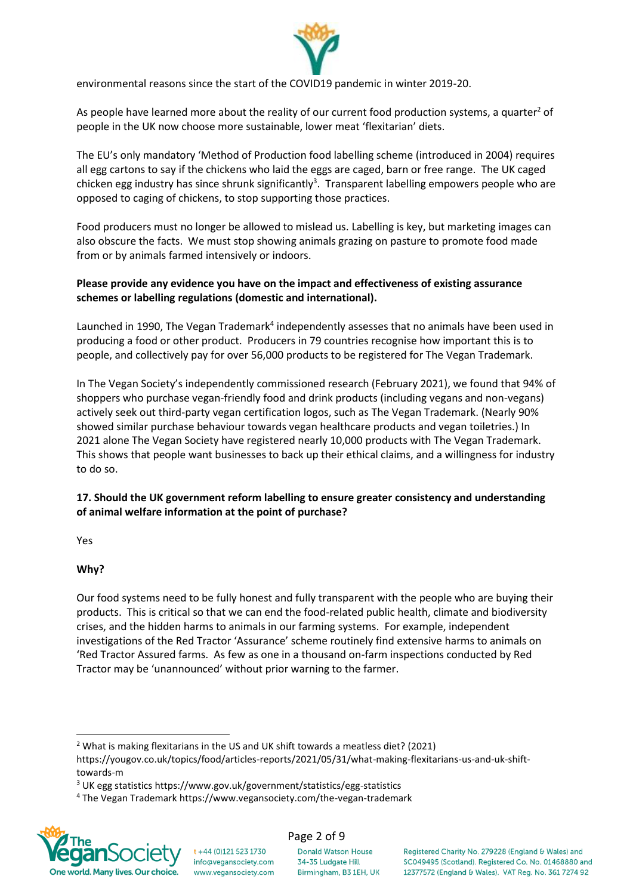environmental reasons since the start of the COVID19 pandemic in winter 2019-20.

As people have learned more about the reality of our current food production systems, a quarter[2] of people in the UK now choose more sustainable, lower meat 'flexitarian' diets.

The EU's only mandatory 'Method of Production food labelling scheme (introduced in 2004) requires all egg cartons to say if the chickens who laid the eggs are caged, barn or free range. The UK caged chicken egg industry has since shrunk significantly[3]. Transparent labelling empowers people who are opposed to caging of chickens, to stop supporting those practices.

Food producers must no longer be allowed to mislead us. Labelling is key, but marketing images can also obscure the facts. We must stop showing animals grazing on pasture to promote food made from or by animals farmed intensively or indoors.

**Please provide any evidence you have on the impact and effectiveness of existing assurance schemes or labelling regulations (domestic and international).**

Launched in 1990, The Vegan Trademark[4] independently assesses that no animals have been used in producing a food or other product. Producers in 79 countries recognise how important this is to people, and collectively pay for over 56,000 products to be registered for The Vegan Trademark.

In The Vegan Society's independently commissioned research (February 2021), we found that 94% of shoppers who purchase vegan-friendly food and drink products (including vegans and non-vegans) actively seek out third-party vegan certification logos, such as The Vegan Trademark. (Nearly 90% showed similar purchase behaviour towards vegan healthcare products and vegan toiletries.) In 2021 alone The Vegan Society have registered nearly 10,000 products with The Vegan Trademark. This shows that people want businesses to back up their ethical claims, and a willingness for industry to do so.

**17. Should the UK government reform labelling to ensure greater consistency and understanding of animal welfare information at the point of purchase?**

Yes

**Why?**

Our food systems need to be fully honest and fully transparent with the people who are buying their products. This is critical so that we can end the food-related public health, climate and biodiversity crises, and the hidden harms to animals in our farming systems. For example, independent investigations of the Red Tractor 'Assurance' scheme routinely find extensive harms to animals on 'Red Tractor Assured farms. As few as one in a thousand on-farm inspections conducted by Red Tractor may be 'unannounced' without prior warning to the farmer.

---

[2] What is making flexitarians in the US and UK shift towards a meatless diet? (2021) https://yougov.co.uk/topics/food/articles-reports/2021/05/31/what-making-flexitarians-us-and-uk-shift-towards-m

[3] UK egg statistics https://www.gov.uk/government/statistics/egg-statistics

[4] The Vegan Trademark https://www.vegansociety.com/the-vegan-trademark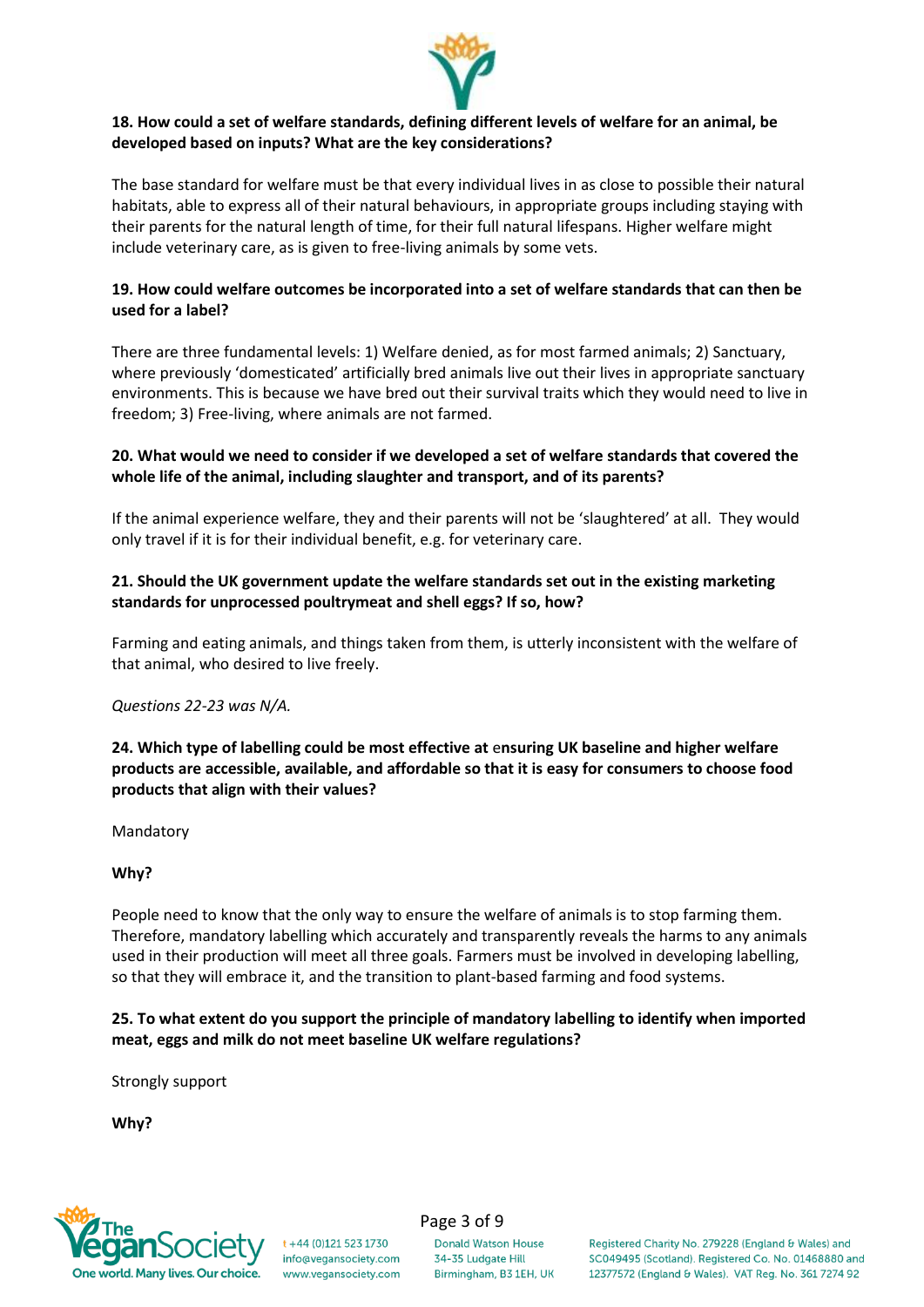**18. How could a set of welfare standards, defining different levels of welfare for an animal, be developed based on inputs? What are the key considerations?**

The base standard for welfare must be that every individual lives in as close to possible their natural habitats, able to express all of their natural behaviours, in appropriate groups including staying with their parents for the natural length of time, for their full natural lifespans. Higher welfare might include veterinary care, as is given to free-living animals by some vets.

**19. How could welfare outcomes be incorporated into a set of welfare standards that can then be used for a label?**

There are three fundamental levels: 1) Welfare denied, as for most farmed animals; 2) Sanctuary, where previously 'domesticated' artificially bred animals live out their lives in appropriate sanctuary environments. This is because we have bred out their survival traits which they would need to live in freedom; 3) Free-living, where animals are not farmed.

**20. What would we need to consider if we developed a set of welfare standards that covered the whole life of the animal, including slaughter and transport, and of its parents?**

If the animal experience welfare, they and their parents will not be 'slaughtered' at all. They would only travel if it is for their individual benefit, e.g. for veterinary care.

**21. Should the UK government update the welfare standards set out in the existing marketing standards for unprocessed poultrymeat and shell eggs? If so, how?**

Farming and eating animals, and things taken from them, is utterly inconsistent with the welfare of that animal, who desired to live freely.

*Questions 22-23 was N/A.*

**24. Which type of labelling could be most effective at ensuring UK baseline and higher welfare products are accessible, available, and affordable so that it is easy for consumers to choose food products that align with their values?**

Mandatory

**Why?**

People need to know that the only way to ensure the welfare of animals is to stop farming them. Therefore, mandatory labelling which accurately and transparently reveals the harms to any animals used in their production will meet all three goals. Farmers must be involved in developing labelling, so that they will embrace it, and the transition to plant-based farming and food systems.

**25. To what extent do you support the principle of mandatory labelling to identify when imported meat, eggs and milk do not meet baseline UK welfare regulations?**

Strongly support

**Why?**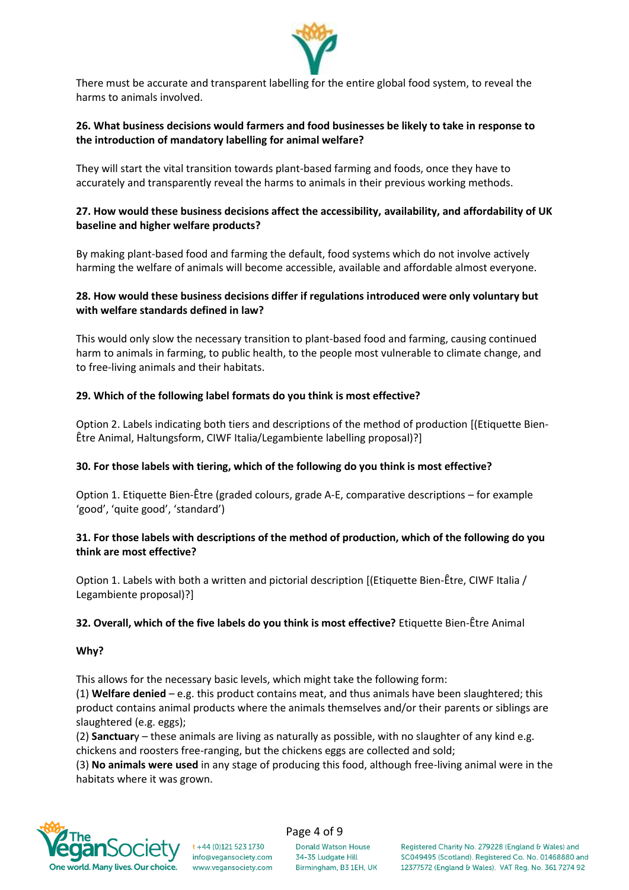There must be accurate and transparent labelling for the entire global food system, to reveal the harms to animals involved.

**26. What business decisions would farmers and food businesses be likely to take in response to the introduction of mandatory labelling for animal welfare?**

They will start the vital transition towards plant-based farming and foods, once they have to accurately and transparently reveal the harms to animals in their previous working methods.

**27. How would these business decisions affect the accessibility, availability, and affordability of UK baseline and higher welfare products?**

By making plant-based food and farming the default, food systems which do not involve actively harming the welfare of animals will become accessible, available and affordable almost everyone.

**28. How would these business decisions differ if regulations introduced were only voluntary but with welfare standards defined in law?**

This would only slow the necessary transition to plant-based food and farming, causing continued harm to animals in farming, to public health, to the people most vulnerable to climate change, and to free-living animals and their habitats.

**29. Which of the following label formats do you think is most effective?**

Option 2. Labels indicating both tiers and descriptions of the method of production [(Etiquette Bien-Être Animal, Haltungsform, CIWF Italia/Legambiente labelling proposal)?]

**30. For those labels with tiering, which of the following do you think is most effective?**

Option 1. Etiquette Bien-Être (graded colours, grade A-E, comparative descriptions – for example 'good', 'quite good', 'standard')

**31. For those labels with descriptions of the method of production, which of the following do you think are most effective?**

Option 1. Labels with both a written and pictorial description [(Etiquette Bien-Être, CIWF Italia / Legambiente proposal)?]

**32. Overall, which of the five labels do you think is most effective?** Etiquette Bien-Être Animal

**Why?**

This allows for the necessary basic levels, which might take the following form:
(1) **Welfare denied** – e.g. this product contains meat, and thus animals have been slaughtered; this product contains animal products where the animals themselves and/or their parents or siblings are slaughtered (e.g. eggs);
(2) **Sanctuar**y – these animals are living as naturally as possible, with no slaughter of any kind e.g. chickens and roosters free-ranging, but the chickens eggs are collected and sold;
(3) **No animals were used** in any stage of producing this food, although free-living animal were in the habitats where it was grown.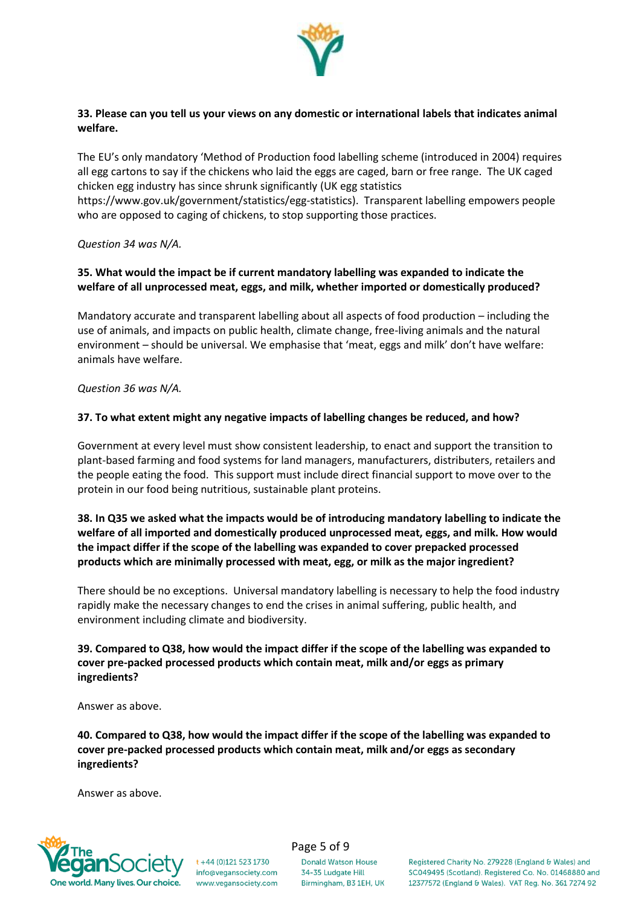**33. Please can you tell us your views on any domestic or international labels that indicates animal welfare.**

The EU's only mandatory 'Method of Production food labelling scheme (introduced in 2004) requires all egg cartons to say if the chickens who laid the eggs are caged, barn or free range. The UK caged chicken egg industry has since shrunk significantly (UK egg statistics https://www.gov.uk/government/statistics/egg-statistics). Transparent labelling empowers people who are opposed to caging of chickens, to stop supporting those practices.

*Question 34 was N/A.*

**35. What would the impact be if current mandatory labelling was expanded to indicate the welfare of all unprocessed meat, eggs, and milk, whether imported or domestically produced?**

Mandatory accurate and transparent labelling about all aspects of food production – including the use of animals, and impacts on public health, climate change, free-living animals and the natural environment – should be universal. We emphasise that 'meat, eggs and milk' don't have welfare: animals have welfare.

*Question 36 was N/A.*

**37. To what extent might any negative impacts of labelling changes be reduced, and how?**

Government at every level must show consistent leadership, to enact and support the transition to plant-based farming and food systems for land managers, manufacturers, distributers, retailers and the people eating the food. This support must include direct financial support to move over to the protein in our food being nutritious, sustainable plant proteins.

**38. In Q35 we asked what the impacts would be of introducing mandatory labelling to indicate the welfare of all imported and domestically produced unprocessed meat, eggs, and milk. How would the impact differ if the scope of the labelling was expanded to cover prepacked processed products which are minimally processed with meat, egg, or milk as the major ingredient?**

There should be no exceptions. Universal mandatory labelling is necessary to help the food industry rapidly make the necessary changes to end the crises in animal suffering, public health, and environment including climate and biodiversity.

**39. Compared to Q38, how would the impact differ if the scope of the labelling was expanded to cover pre-packed processed products which contain meat, milk and/or eggs as primary ingredients?**

Answer as above.

**40. Compared to Q38, how would the impact differ if the scope of the labelling was expanded to cover pre-packed processed products which contain meat, milk and/or eggs as secondary ingredients?**

Answer as above.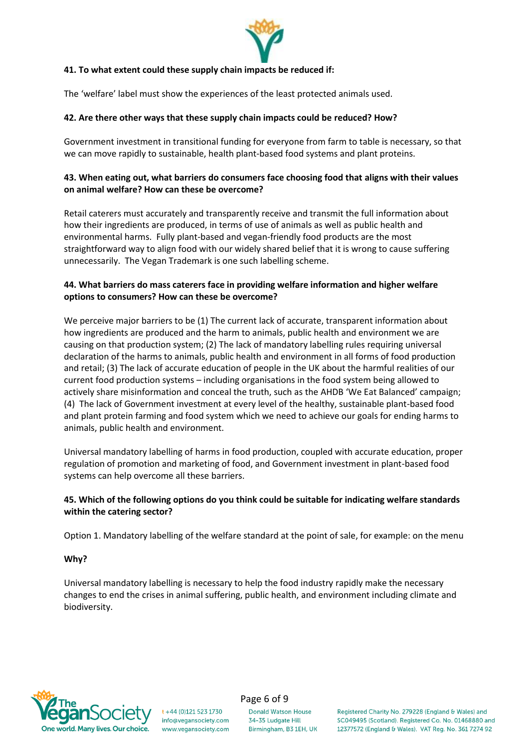**41. To what extent could these supply chain impacts be reduced if:**

The 'welfare' label must show the experiences of the least protected animals used.

**42. Are there other ways that these supply chain impacts could be reduced? How?**

Government investment in transitional funding for everyone from farm to table is necessary, so that we can move rapidly to sustainable, health plant-based food systems and plant proteins.

**43. When eating out, what barriers do consumers face choosing food that aligns with their values on animal welfare? How can these be overcome?**

Retail caterers must accurately and transparently receive and transmit the full information about how their ingredients are produced, in terms of use of animals as well as public health and environmental harms. Fully plant-based and vegan-friendly food products are the most straightforward way to align food with our widely shared belief that it is wrong to cause suffering unnecessarily. The Vegan Trademark is one such labelling scheme.

**44. What barriers do mass caterers face in providing welfare information and higher welfare options to consumers? How can these be overcome?**

We perceive major barriers to be (1) The current lack of accurate, transparent information about how ingredients are produced and the harm to animals, public health and environment we are causing on that production system; (2) The lack of mandatory labelling rules requiring universal declaration of the harms to animals, public health and environment in all forms of food production and retail; (3) The lack of accurate education of people in the UK about the harmful realities of our current food production systems – including organisations in the food system being allowed to actively share misinformation and conceal the truth, such as the AHDB 'We Eat Balanced' campaign; (4) The lack of Government investment at every level of the healthy, sustainable plant-based food and plant protein farming and food system which we need to achieve our goals for ending harms to animals, public health and environment.

Universal mandatory labelling of harms in food production, coupled with accurate education, proper regulation of promotion and marketing of food, and Government investment in plant-based food systems can help overcome all these barriers.

**45. Which of the following options do you think could be suitable for indicating welfare standards within the catering sector?**

Option 1. Mandatory labelling of the welfare standard at the point of sale, for example: on the menu

**Why?**

Universal mandatory labelling is necessary to help the food industry rapidly make the necessary changes to end the crises in animal suffering, public health, and environment including climate and biodiversity.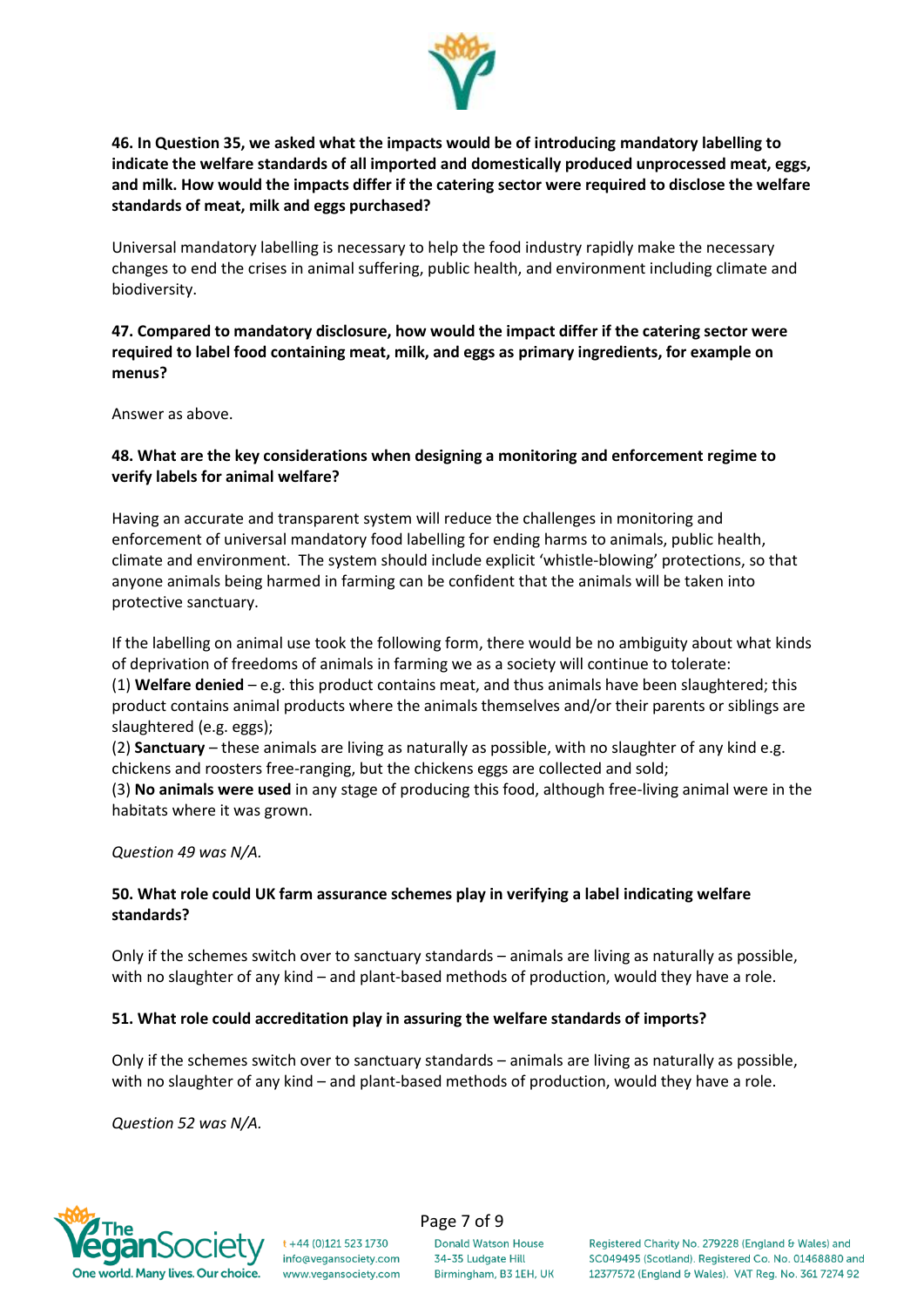**46. In Question 35, we asked what the impacts would be of introducing mandatory labelling to indicate the welfare standards of all imported and domestically produced unprocessed meat, eggs, and milk. How would the impacts differ if the catering sector were required to disclose the welfare standards of meat, milk and eggs purchased?**

Universal mandatory labelling is necessary to help the food industry rapidly make the necessary changes to end the crises in animal suffering, public health, and environment including climate and biodiversity.

**47. Compared to mandatory disclosure, how would the impact differ if the catering sector were required to label food containing meat, milk, and eggs as primary ingredients, for example on menus?**

Answer as above.

**48. What are the key considerations when designing a monitoring and enforcement regime to verify labels for animal welfare?**

Having an accurate and transparent system will reduce the challenges in monitoring and enforcement of universal mandatory food labelling for ending harms to animals, public health, climate and environment. The system should include explicit 'whistle-blowing' protections, so that anyone animals being harmed in farming can be confident that the animals will be taken into protective sanctuary.

If the labelling on animal use took the following form, there would be no ambiguity about what kinds of deprivation of freedoms of animals in farming we as a society will continue to tolerate:
(1) **Welfare denied** – e.g. this product contains meat, and thus animals have been slaughtered; this product contains animal products where the animals themselves and/or their parents or siblings are slaughtered (e.g. eggs);
(2) **Sanctuary** – these animals are living as naturally as possible, with no slaughter of any kind e.g. chickens and roosters free-ranging, but the chickens eggs are collected and sold;
(3) **No animals were used** in any stage of producing this food, although free-living animal were in the habitats where it was grown.

*Question 49 was N/A.*

**50. What role could UK farm assurance schemes play in verifying a label indicating welfare standards?**

Only if the schemes switch over to sanctuary standards – animals are living as naturally as possible, with no slaughter of any kind – and plant-based methods of production, would they have a role.

**51. What role could accreditation play in assuring the welfare standards of imports?**

Only if the schemes switch over to sanctuary standards – animals are living as naturally as possible, with no slaughter of any kind – and plant-based methods of production, would they have a role.

*Question 52 was N/A.*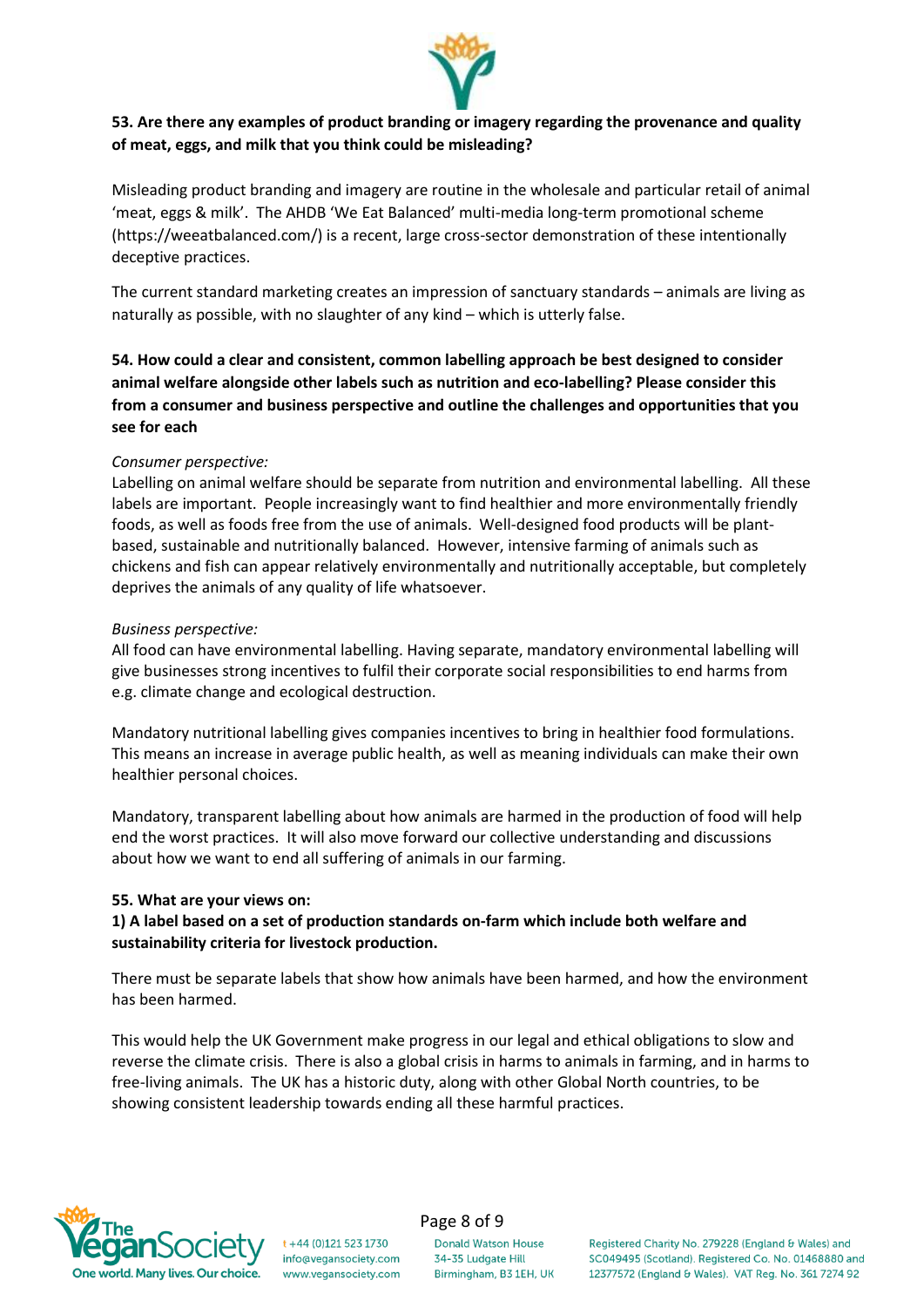**53. Are there any examples of product branding or imagery regarding the provenance and quality of meat, eggs, and milk that you think could be misleading?**

Misleading product branding and imagery are routine in the wholesale and particular retail of animal 'meat, eggs & milk'. The AHDB 'We Eat Balanced' multi-media long-term promotional scheme (https://weeatbalanced.com/) is a recent, large cross-sector demonstration of these intentionally deceptive practices.

The current standard marketing creates an impression of sanctuary standards – animals are living as naturally as possible, with no slaughter of any kind – which is utterly false.

**54. How could a clear and consistent, common labelling approach be best designed to consider animal welfare alongside other labels such as nutrition and eco-labelling? Please consider this from a consumer and business perspective and outline the challenges and opportunities that you see for each**

*Consumer perspective:*
Labelling on animal welfare should be separate from nutrition and environmental labelling. All these labels are important. People increasingly want to find healthier and more environmentally friendly foods, as well as foods free from the use of animals. Well-designed food products will be plant-based, sustainable and nutritionally balanced. However, intensive farming of animals such as chickens and fish can appear relatively environmentally and nutritionally acceptable, but completely deprives the animals of any quality of life whatsoever.

*Business perspective:*
All food can have environmental labelling. Having separate, mandatory environmental labelling will give businesses strong incentives to fulfil their corporate social responsibilities to end harms from e.g. climate change and ecological destruction.

Mandatory nutritional labelling gives companies incentives to bring in healthier food formulations. This means an increase in average public health, as well as meaning individuals can make their own healthier personal choices.

Mandatory, transparent labelling about how animals are harmed in the production of food will help end the worst practices. It will also move forward our collective understanding and discussions about how we want to end all suffering of animals in our farming.

**55. What are your views on:**

**1) A label based on a set of production standards on-farm which include both welfare and sustainability criteria for livestock production.**

There must be separate labels that show how animals have been harmed, and how the environment has been harmed.

This would help the UK Government make progress in our legal and ethical obligations to slow and reverse the climate crisis. There is also a global crisis in harms to animals in farming, and in harms to free-living animals. The UK has a historic duty, along with other Global North countries, to be showing consistent leadership towards ending all these harmful practices.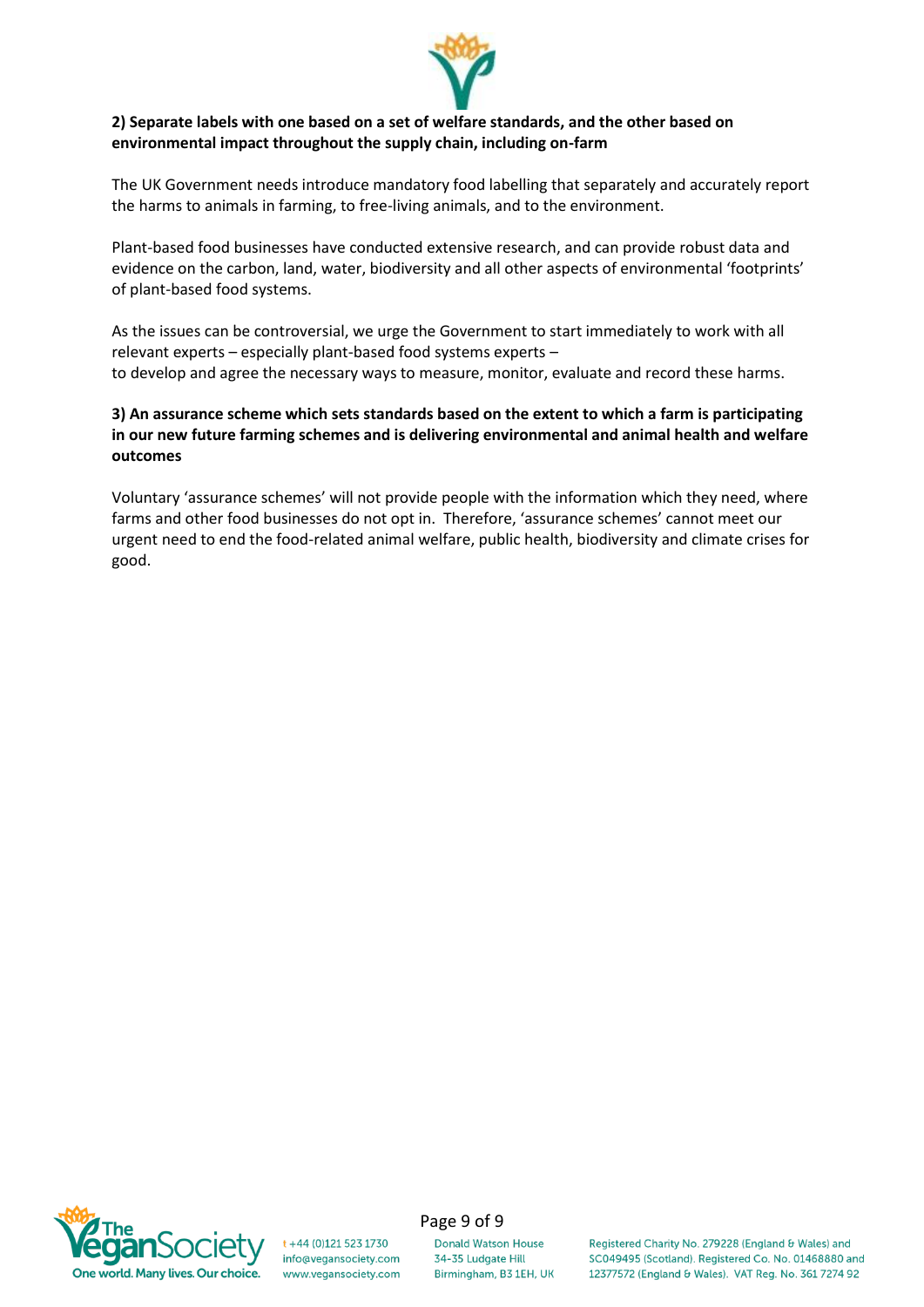**2) Separate labels with one based on a set of welfare standards, and the other based on environmental impact throughout the supply chain, including on-farm**

The UK Government needs introduce mandatory food labelling that separately and accurately report the harms to animals in farming, to free-living animals, and to the environment.

Plant-based food businesses have conducted extensive research, and can provide robust data and evidence on the carbon, land, water, biodiversity and all other aspects of environmental 'footprints' of plant-based food systems.

As the issues can be controversial, we urge the Government to start immediately to work with all relevant experts – especially plant-based food systems experts – to develop and agree the necessary ways to measure, monitor, evaluate and record these harms.

**3) An assurance scheme which sets standards based on the extent to which a farm is participating in our new future farming schemes and is delivering environmental and animal health and welfare outcomes**

Voluntary 'assurance schemes' will not provide people with the information which they need, where farms and other food businesses do not opt in. Therefore, 'assurance schemes' cannot meet our urgent need to end the food-related animal welfare, public health, biodiversity and climate crises for good.